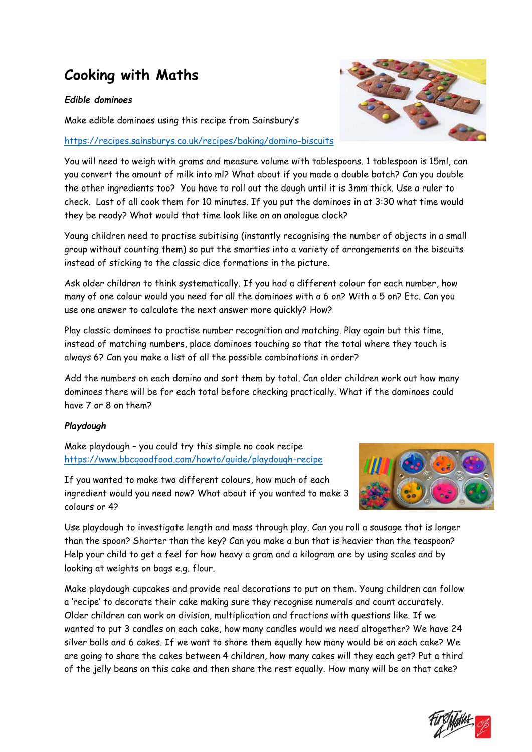# Cooking with Maths

***Edible dominoes***

Make edible dominoes using this recipe from Sainsbury's

https://recipes.sainsburys.co.uk/recipes/baking/domino-biscuits

You will need to weigh with grams and measure volume with tablespoons. 1 tablespoon is 15ml, can you convert the amount of milk into ml? What about if you made a double batch? Can you double the other ingredients too? You have to roll out the dough until it is 3mm thick. Use a ruler to check. Last of all cook them for 10 minutes. If you put the dominoes in at 3:30 what time would they be ready? What would that time look like on an analogue clock?

Young children need to practise subitising (instantly recognising the number of objects in a small group without counting them) so put the smarties into a variety of arrangements on the biscuits instead of sticking to the classic dice formations in the picture.

Ask older children to think systematically. If you had a different colour for each number, how many of one colour would you need for all the dominoes with a 6 on? With a 5 on? Etc. Can you use one answer to calculate the next answer more quickly? How?

Play classic dominoes to practise number recognition and matching. Play again but this time, instead of matching numbers, place dominoes touching so that the total where they touch is always 6? Can you make a list of all the possible combinations in order?

Add the numbers on each domino and sort them by total. Can older children work out how many dominoes there will be for each total before checking practically. What if the dominoes could have 7 or 8 on them?

***Playdough***

Make playdough – you could try this simple no cook recipe
https://www.bbcgoodfood.com/howto/guide/playdough-recipe

If you wanted to make two different colours, how much of each ingredient would you need now? What about if you wanted to make 3 colours or 4?

Use playdough to investigate length and mass through play. Can you roll a sausage that is longer than the spoon? Shorter than the key? Can you make a bun that is heavier than the teaspoon? Help your child to get a feel for how heavy a gram and a kilogram are by using scales and by looking at weights on bags e.g. flour.

Make playdough cupcakes and provide real decorations to put on them. Young children can follow a 'recipe' to decorate their cake making sure they recognise numerals and count accurately. Older children can work on division, multiplication and fractions with questions like. If we wanted to put 3 candles on each cake, how many candles would we need altogether? We have 24 silver balls and 6 cakes. If we want to share them equally how many would be on each cake? We are going to share the cakes between 4 children, how many cakes will they each get? Put a third of the jelly beans on this cake and then share the rest equally. How many will be on that cake?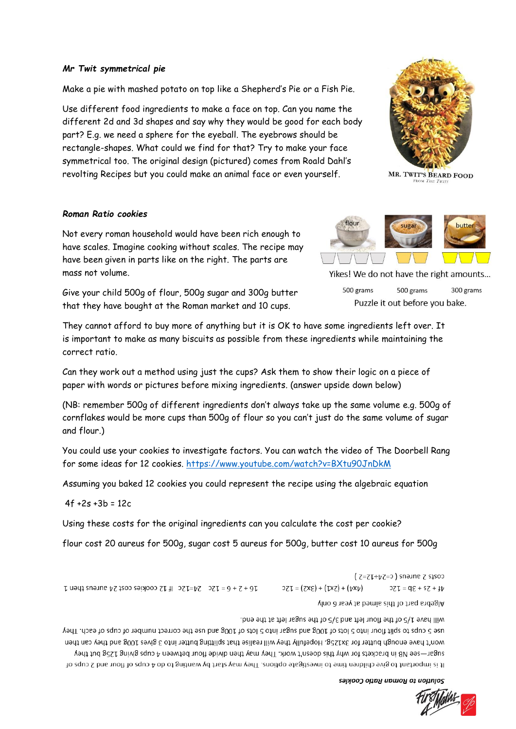***Mr Twit symmetrical pie***

Make a pie with mashed potato on top like a Shepherd's Pie or a Fish Pie.

Use different food ingredients to make a face on top. Can you name the different 2d and 3d shapes and say why they would be good for each body part? E.g. we need a sphere for the eyeball. The eyebrows should be rectangle-shapes. What could we find for that? Try to make your face symmetrical too. The original design (pictured) comes from Roald Dahl's revolting Recipes but you could make an animal face or even yourself.

MR. TWIT'S BEARD FOOD
FROM THE TWITS

***Roman Ratio cookies***

Not every roman household would have been rich enough to have scales. Imagine cooking without scales. The recipe may have been given in parts like on the right. The parts are mass not volume.

flour | sugar | butter

Yikes! We do not have the right amounts...

500 grams | 500 grams | 300 grams

Puzzle it out before you bake.

Give your child 500g of flour, 500g sugar and 300g butter that they have bought at the Roman market and 10 cups.

They cannot afford to buy more of anything but it is OK to have some ingredients left over. It is important to make as many biscuits as possible from these ingredients while maintaining the correct ratio.

Can they work out a method using just the cups? Ask them to show their logic on a piece of paper with words or pictures before mixing ingredients. (answer upside down below)

(NB: remember 500g of different ingredients don't always take up the same volume e.g. 500g of cornflakes would be more cups than 500g of flour so you can't just do the same volume of sugar and flour.)

You could use your cookies to investigate factors. You can watch the video of The Doorbell Rang for some ideas for 12 cookies. https://www.youtube.com/watch?v=BXtu90JnDkM

Assuming you baked 12 cookies you could represent the recipe using the algebraic equation

$4f + 2s + 3b = 12c$

Using these costs for the original ingredients can you calculate the cost per cookie?

flour cost 20 aureus for 500g, sugar cost 5 aureus for 500g, butter cost 10 aureus for 500g

***Solution to Roman Ratio Cookies***

It is important to give children time to investigate options. They may start by wanting to do 4 cups of flour and 2 cups of sugar—see NB in brackets for why this doesn't work. They may then divide flour between 4 cups giving 125g but they won't have enough butter for 3x125g. Hopefully they will realise that splitting butter into 3 gives 100g and they can then use 5 cups to split flour into 5 lots of 100g and sugar into 5 lots of 100g and use the correct number of cups of each. They will have 1/5 of the flour left and 3/5 of the sugar left at the end.

Algebra part of this aimed at year 6 only

$4f + 2s + 3b = 12c$ $(4 \times 4) + (2 \times 1) + (3 \times 2) = 12c$ $16 + 2 + 6 = 12c$ $24 = 12c$ If 12 cookies cost 24 aureus then 1 costs 2 aureus ( $c = 24 \div 12 = 2$ )